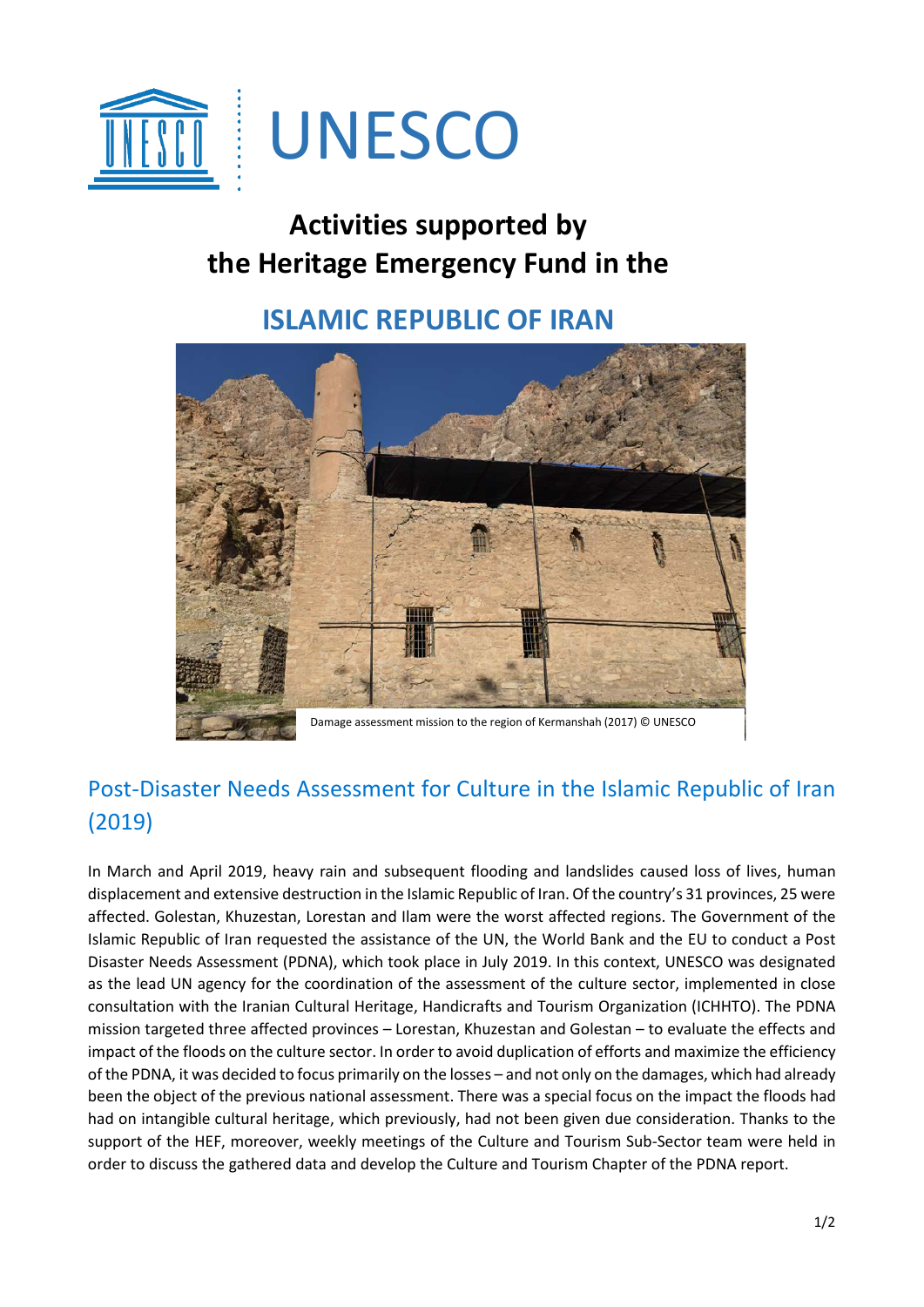UNESCO

# Activities supported by the Heritage Emergency Fund in the

# ISLAMIC REPUBLIC OF IRAN

Damage assessment mission to the region of Kermanshah (2017) © UNESCO

## Post-Disaster Needs Assessment for Culture in the Islamic Republic of Iran (2019)

In March and April 2019, heavy rain and subsequent flooding and landslides caused loss of lives, human displacement and extensive destruction in the Islamic Republic of Iran. Of the country's 31 provinces, 25 were affected. Golestan, Khuzestan, Lorestan and Ilam were the worst affected regions. The Government of the Islamic Republic of Iran requested the assistance of the UN, the World Bank and the EU to conduct a Post Disaster Needs Assessment (PDNA), which took place in July 2019. In this context, UNESCO was designated as the lead UN agency for the coordination of the assessment of the culture sector, implemented in close consultation with the Iranian Cultural Heritage, Handicrafts and Tourism Organization (ICHHTO). The PDNA mission targeted three affected provinces – Lorestan, Khuzestan and Golestan – to evaluate the effects and impact of the floods on the culture sector. In order to avoid duplication of efforts and maximize the efficiency of the PDNA, it was decided to focus primarily on the losses – and not only on the damages, which had already been the object of the previous national assessment. There was a special focus on the impact the floods had had on intangible cultural heritage, which previously, had not been given due consideration. Thanks to the support of the HEF, moreover, weekly meetings of the Culture and Tourism Sub-Sector team were held in order to discuss the gathered data and develop the Culture and Tourism Chapter of the PDNA report.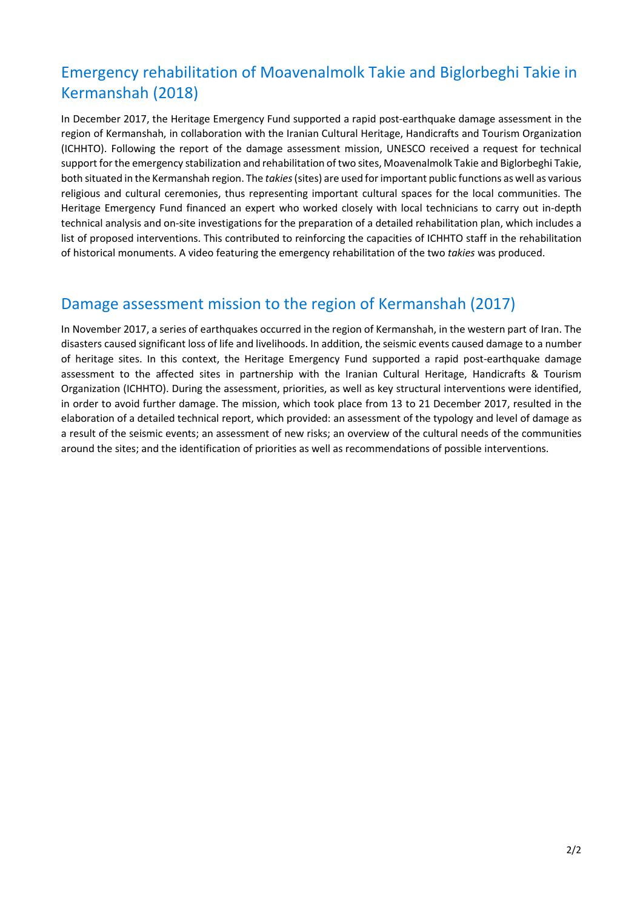## Emergency rehabilitation of Moavenalmolk Takie and Biglorbeghi Takie in Kermanshah (2018)

In December 2017, the Heritage Emergency Fund supported a rapid post-earthquake damage assessment in the region of Kermanshah, in collaboration with the Iranian Cultural Heritage, Handicrafts and Tourism Organization (ICHHTO). Following the report of the damage assessment mission, UNESCO received a request for technical support for the emergency stabilization and rehabilitation of two sites, Moavenalmolk Takie and Biglorbeghi Takie, both situated in the Kermanshah region. The *takies* (sites) are used for important public functions as well as various religious and cultural ceremonies, thus representing important cultural spaces for the local communities. The Heritage Emergency Fund financed an expert who worked closely with local technicians to carry out in-depth technical analysis and on-site investigations for the preparation of a detailed rehabilitation plan, which includes a list of proposed interventions. This contributed to reinforcing the capacities of ICHHTO staff in the rehabilitation of historical monuments. A video featuring the emergency rehabilitation of the two *takies* was produced.

## Damage assessment mission to the region of Kermanshah (2017)

In November 2017, a series of earthquakes occurred in the region of Kermanshah, in the western part of Iran. The disasters caused significant loss of life and livelihoods. In addition, the seismic events caused damage to a number of heritage sites. In this context, the Heritage Emergency Fund supported a rapid post-earthquake damage assessment to the affected sites in partnership with the Iranian Cultural Heritage, Handicrafts & Tourism Organization (ICHHTO). During the assessment, priorities, as well as key structural interventions were identified, in order to avoid further damage. The mission, which took place from 13 to 21 December 2017, resulted in the elaboration of a detailed technical report, which provided: an assessment of the typology and level of damage as a result of the seismic events; an assessment of new risks; an overview of the cultural needs of the communities around the sites; and the identification of priorities as well as recommendations of possible interventions.